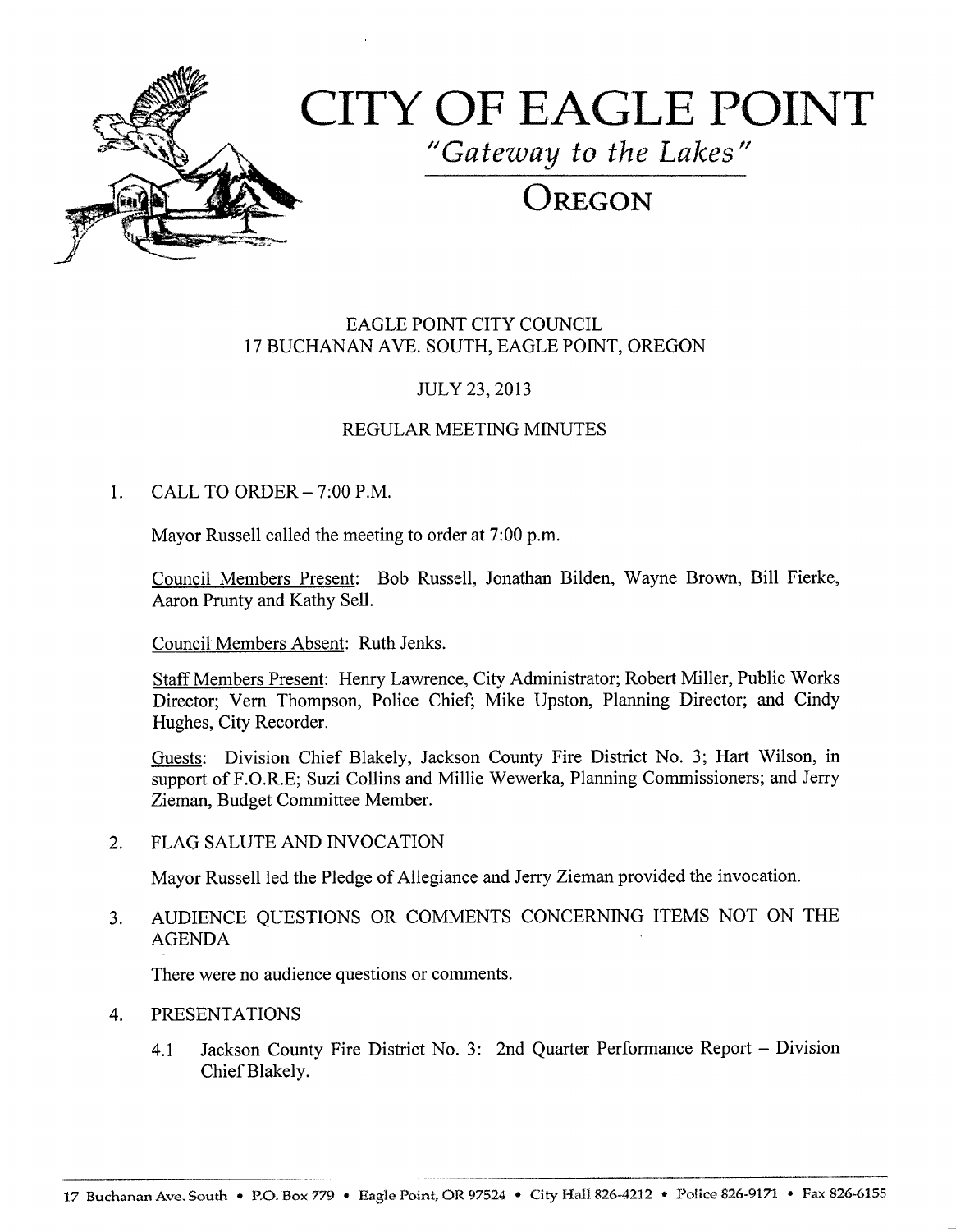# CITY OF EAGLE POINT

*"Gateway to the Lakes"*

## OREGON

EAGLE POINT CITY COUNCIL
17 BUCHANAN AVE. SOUTH, EAGLE POINT, OREGON

JULY 23, 2013

REGULAR MEETING MINUTES

1. CALL TO ORDER – 7:00 P.M.

   Mayor Russell called the meeting to order at 7:00 p.m.

   Council Members Present: Bob Russell, Jonathan Bilden, Wayne Brown, Bill Fierke, Aaron Prunty and Kathy Sell.

   Council Members Absent: Ruth Jenks.

   Staff Members Present: Henry Lawrence, City Administrator; Robert Miller, Public Works Director; Vern Thompson, Police Chief; Mike Upston, Planning Director; and Cindy Hughes, City Recorder.

   Guests: Division Chief Blakely, Jackson County Fire District No. 3; Hart Wilson, in support of F.O.R.E; Suzi Collins and Millie Wewerka, Planning Commissioners; and Jerry Zieman, Budget Committee Member.

2. FLAG SALUTE AND INVOCATION

   Mayor Russell led the Pledge of Allegiance and Jerry Zieman provided the invocation.

3. AUDIENCE QUESTIONS OR COMMENTS CONCERNING ITEMS NOT ON THE AGENDA

   There were no audience questions or comments.

4. PRESENTATIONS

   4.1 Jackson County Fire District No. 3: 2nd Quarter Performance Report – Division Chief Blakely.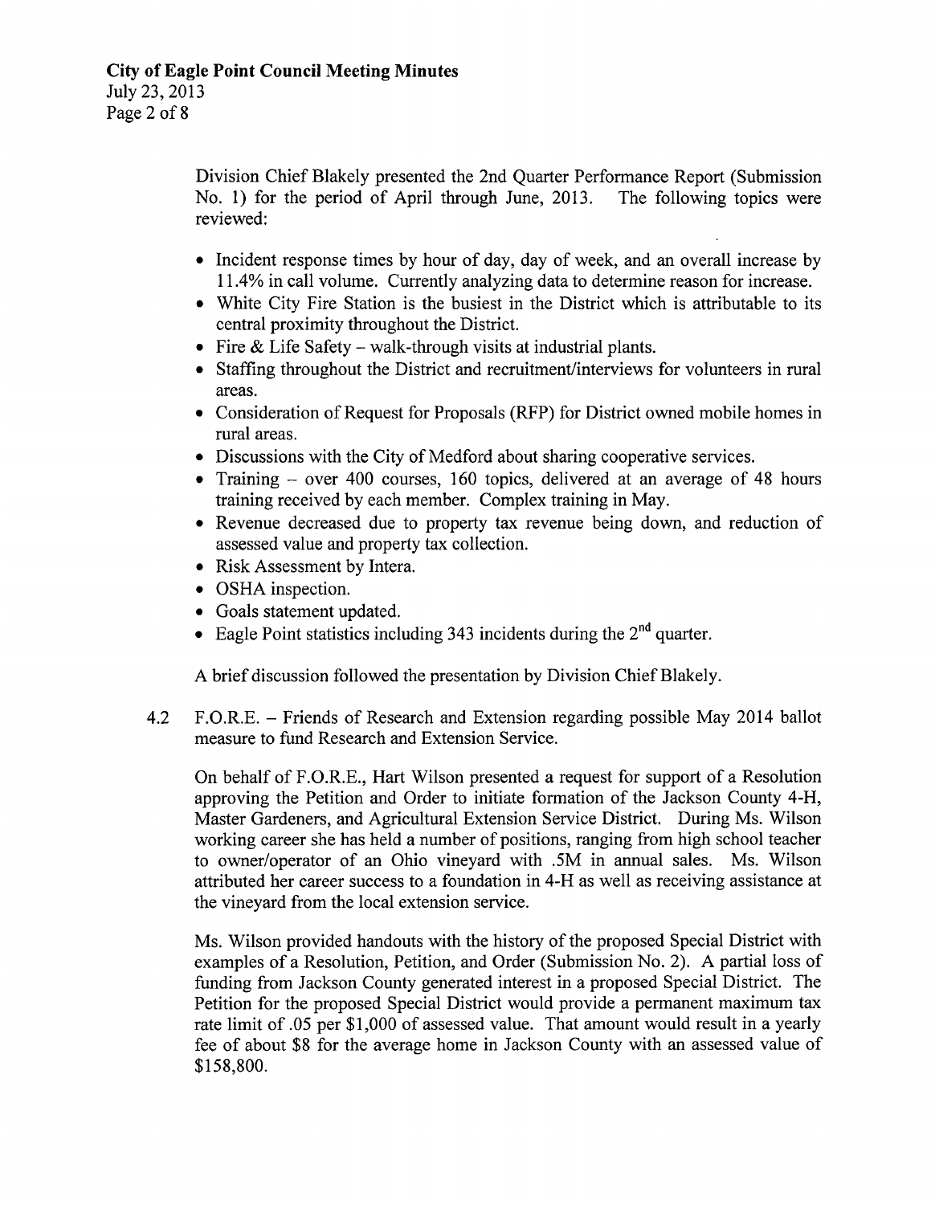Division Chief Blakely presented the 2nd Quarter Performance Report (Submission No. 1) for the period of April through June, 2013. The following topics were reviewed:

- Incident response times by hour of day, day of week, and an overall increase by 11.4% in call volume. Currently analyzing data to determine reason for increase.
- White City Fire Station is the busiest in the District which is attributable to its central proximity throughout the District.
- Fire & Life Safety – walk-through visits at industrial plants.
- Staffing throughout the District and recruitment/interviews for volunteers in rural areas.
- Consideration of Request for Proposals (RFP) for District owned mobile homes in rural areas.
- Discussions with the City of Medford about sharing cooperative services.
- Training – over 400 courses, 160 topics, delivered at an average of 48 hours training received by each member. Complex training in May.
- Revenue decreased due to property tax revenue being down, and reduction of assessed value and property tax collection.
- Risk Assessment by Intera.
- OSHA inspection.
- Goals statement updated.
- Eagle Point statistics including 343 incidents during the 2nd quarter.

A brief discussion followed the presentation by Division Chief Blakely.

4.2 F.O.R.E. – Friends of Research and Extension regarding possible May 2014 ballot measure to fund Research and Extension Service.

On behalf of F.O.R.E., Hart Wilson presented a request for support of a Resolution approving the Petition and Order to initiate formation of the Jackson County 4-H, Master Gardeners, and Agricultural Extension Service District. During Ms. Wilson working career she has held a number of positions, ranging from high school teacher to owner/operator of an Ohio vineyard with .5M in annual sales. Ms. Wilson attributed her career success to a foundation in 4-H as well as receiving assistance at the vineyard from the local extension service.

Ms. Wilson provided handouts with the history of the proposed Special District with examples of a Resolution, Petition, and Order (Submission No. 2). A partial loss of funding from Jackson County generated interest in a proposed Special District. The Petition for the proposed Special District would provide a permanent maximum tax rate limit of .05 per $1,000 of assessed value. That amount would result in a yearly fee of about $8 for the average home in Jackson County with an assessed value of $158,800.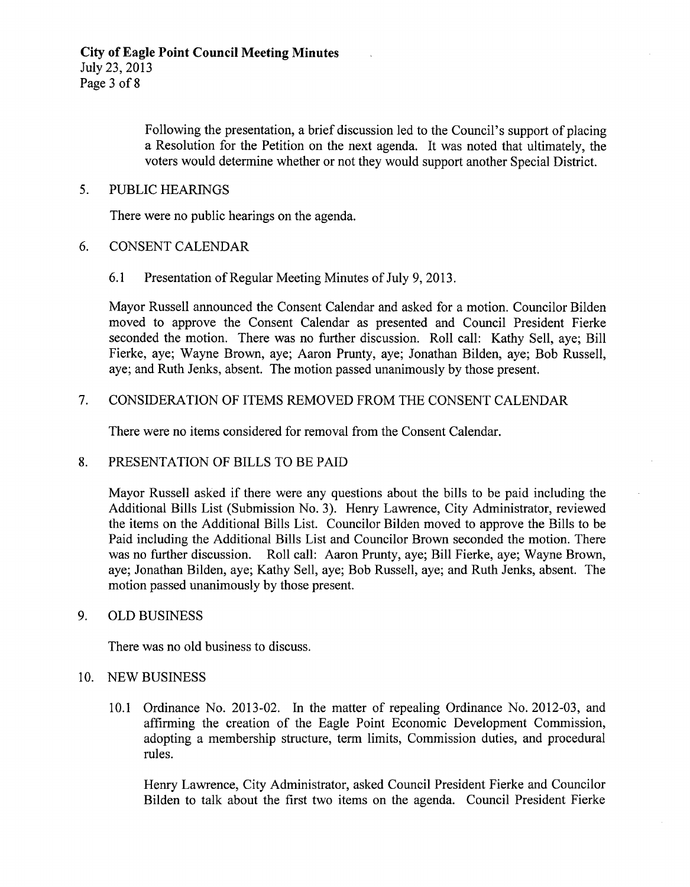Following the presentation, a brief discussion led to the Council's support of placing a Resolution for the Petition on the next agenda. It was noted that ultimately, the voters would determine whether or not they would support another Special District.

5. PUBLIC HEARINGS

There were no public hearings on the agenda.

6. CONSENT CALENDAR

6.1 Presentation of Regular Meeting Minutes of July 9, 2013.

Mayor Russell announced the Consent Calendar and asked for a motion. Councilor Bilden moved to approve the Consent Calendar as presented and Council President Fierke seconded the motion. There was no further discussion. Roll call: Kathy Sell, aye; Bill Fierke, aye; Wayne Brown, aye; Aaron Prunty, aye; Jonathan Bilden, aye; Bob Russell, aye; and Ruth Jenks, absent. The motion passed unanimously by those present.

7. CONSIDERATION OF ITEMS REMOVED FROM THE CONSENT CALENDAR

There were no items considered for removal from the Consent Calendar.

8. PRESENTATION OF BILLS TO BE PAID

Mayor Russell asked if there were any questions about the bills to be paid including the Additional Bills List (Submission No. 3). Henry Lawrence, City Administrator, reviewed the items on the Additional Bills List. Councilor Bilden moved to approve the Bills to be Paid including the Additional Bills List and Councilor Brown seconded the motion. There was no further discussion. Roll call: Aaron Prunty, aye; Bill Fierke, aye; Wayne Brown, aye; Jonathan Bilden, aye; Kathy Sell, aye; Bob Russell, aye; and Ruth Jenks, absent. The motion passed unanimously by those present.

9. OLD BUSINESS

There was no old business to discuss.

10. NEW BUSINESS

10.1 Ordinance No. 2013-02. In the matter of repealing Ordinance No. 2012-03, and affirming the creation of the Eagle Point Economic Development Commission, adopting a membership structure, term limits, Commission duties, and procedural rules.

Henry Lawrence, City Administrator, asked Council President Fierke and Councilor Bilden to talk about the first two items on the agenda. Council President Fierke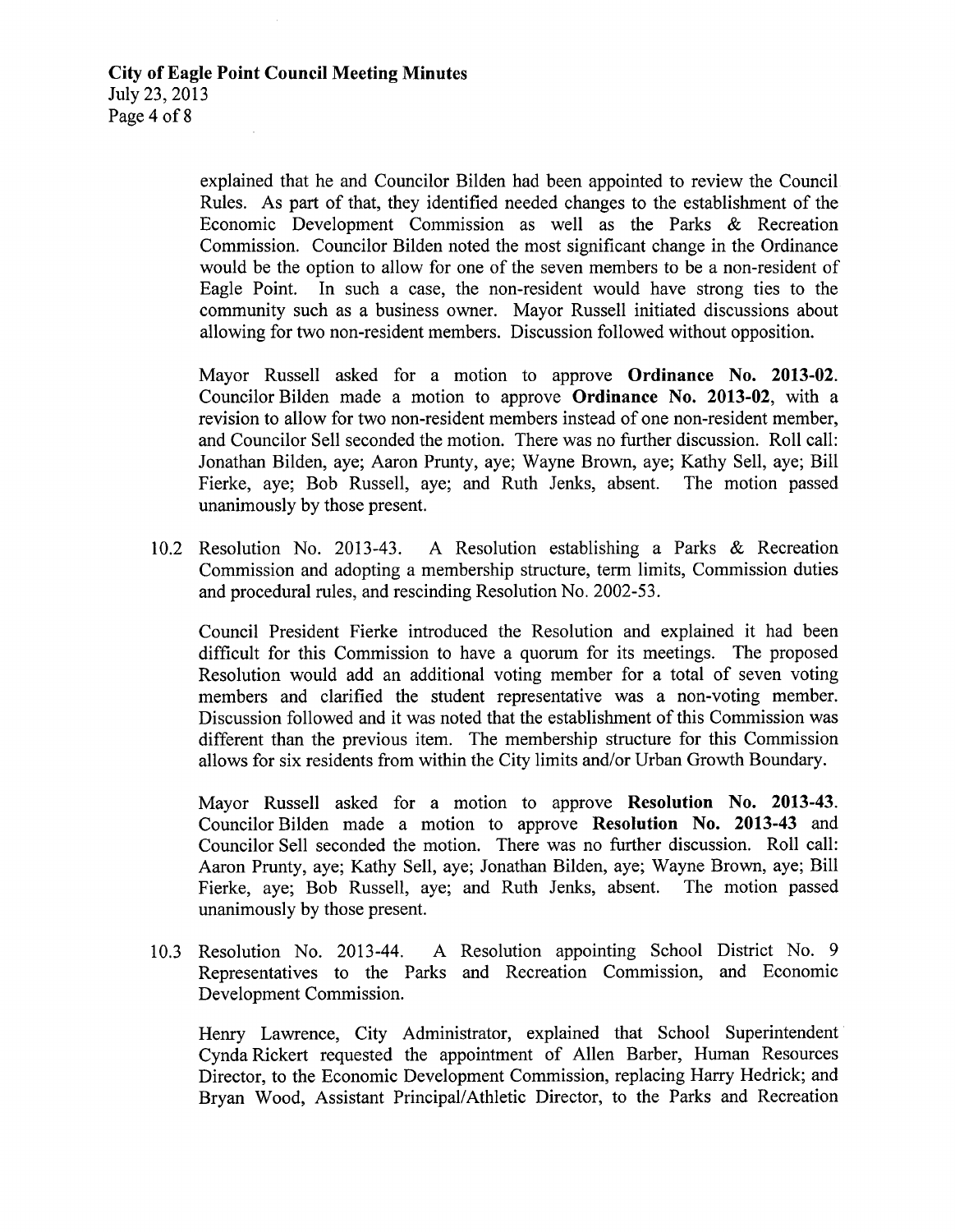explained that he and Councilor Bilden had been appointed to review the Council Rules. As part of that, they identified needed changes to the establishment of the Economic Development Commission as well as the Parks & Recreation Commission. Councilor Bilden noted the most significant change in the Ordinance would be the option to allow for one of the seven members to be a non-resident of Eagle Point. In such a case, the non-resident would have strong ties to the community such as a business owner. Mayor Russell initiated discussions about allowing for two non-resident members. Discussion followed without opposition.

Mayor Russell asked for a motion to approve **Ordinance No. 2013-02**. Councilor Bilden made a motion to approve **Ordinance No. 2013-02**, with a revision to allow for two non-resident members instead of one non-resident member, and Councilor Sell seconded the motion. There was no further discussion. Roll call: Jonathan Bilden, aye; Aaron Prunty, aye; Wayne Brown, aye; Kathy Sell, aye; Bill Fierke, aye; Bob Russell, aye; and Ruth Jenks, absent. The motion passed unanimously by those present.

10.2 Resolution No. 2013-43. A Resolution establishing a Parks & Recreation Commission and adopting a membership structure, term limits, Commission duties and procedural rules, and rescinding Resolution No. 2002-53.

Council President Fierke introduced the Resolution and explained it had been difficult for this Commission to have a quorum for its meetings. The proposed Resolution would add an additional voting member for a total of seven voting members and clarified the student representative was a non-voting member. Discussion followed and it was noted that the establishment of this Commission was different than the previous item. The membership structure for this Commission allows for six residents from within the City limits and/or Urban Growth Boundary.

Mayor Russell asked for a motion to approve **Resolution No. 2013-43**. Councilor Bilden made a motion to approve **Resolution No. 2013-43** and Councilor Sell seconded the motion. There was no further discussion. Roll call: Aaron Prunty, aye; Kathy Sell, aye; Jonathan Bilden, aye; Wayne Brown, aye; Bill Fierke, aye; Bob Russell, aye; and Ruth Jenks, absent. The motion passed unanimously by those present.

10.3 Resolution No. 2013-44. A Resolution appointing School District No. 9 Representatives to the Parks and Recreation Commission, and Economic Development Commission.

Henry Lawrence, City Administrator, explained that School Superintendent Cynda Rickert requested the appointment of Allen Barber, Human Resources Director, to the Economic Development Commission, replacing Harry Hedrick; and Bryan Wood, Assistant Principal/Athletic Director, to the Parks and Recreation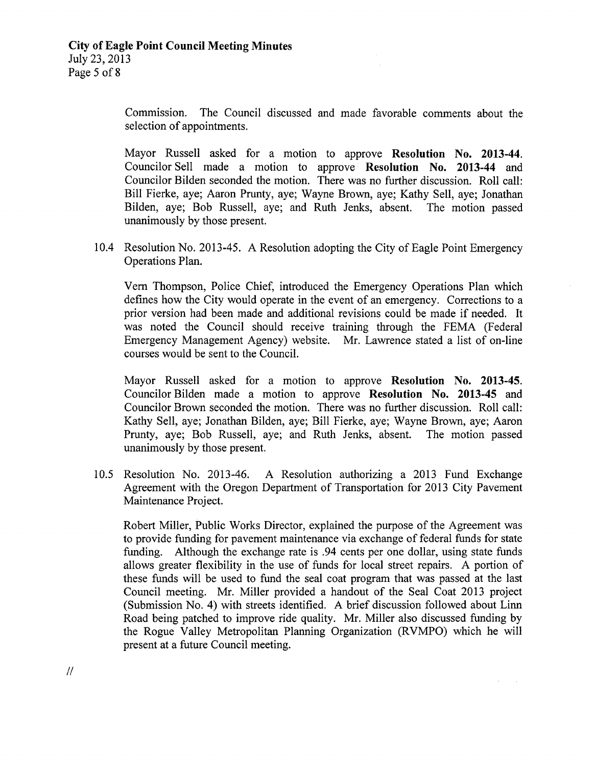Commission. The Council discussed and made favorable comments about the selection of appointments.

Mayor Russell asked for a motion to approve **Resolution No. 2013-44**. Councilor Sell made a motion to approve **Resolution No. 2013-44** and Councilor Bilden seconded the motion. There was no further discussion. Roll call: Bill Fierke, aye; Aaron Prunty, aye; Wayne Brown, aye; Kathy Sell, aye; Jonathan Bilden, aye; Bob Russell, aye; and Ruth Jenks, absent. The motion passed unanimously by those present.

10.4 Resolution No. 2013-45. A Resolution adopting the City of Eagle Point Emergency Operations Plan.

Vern Thompson, Police Chief, introduced the Emergency Operations Plan which defines how the City would operate in the event of an emergency. Corrections to a prior version had been made and additional revisions could be made if needed. It was noted the Council should receive training through the FEMA (Federal Emergency Management Agency) website. Mr. Lawrence stated a list of on-line courses would be sent to the Council.

Mayor Russell asked for a motion to approve **Resolution No. 2013-45**. Councilor Bilden made a motion to approve **Resolution No. 2013-45** and Councilor Brown seconded the motion. There was no further discussion. Roll call: Kathy Sell, aye; Jonathan Bilden, aye; Bill Fierke, aye; Wayne Brown, aye; Aaron Prunty, aye; Bob Russell, aye; and Ruth Jenks, absent. The motion passed unanimously by those present.

10.5 Resolution No. 2013-46. A Resolution authorizing a 2013 Fund Exchange Agreement with the Oregon Department of Transportation for 2013 City Pavement Maintenance Project.

Robert Miller, Public Works Director, explained the purpose of the Agreement was to provide funding for pavement maintenance via exchange of federal funds for state funding. Although the exchange rate is .94 cents per one dollar, using state funds allows greater flexibility in the use of funds for local street repairs. A portion of these funds will be used to fund the seal coat program that was passed at the last Council meeting. Mr. Miller provided a handout of the Seal Coat 2013 project (Submission No. 4) with streets identified. A brief discussion followed about Linn Road being patched to improve ride quality. Mr. Miller also discussed funding by the Rogue Valley Metropolitan Planning Organization (RVMPO) which he will present at a future Council meeting.

//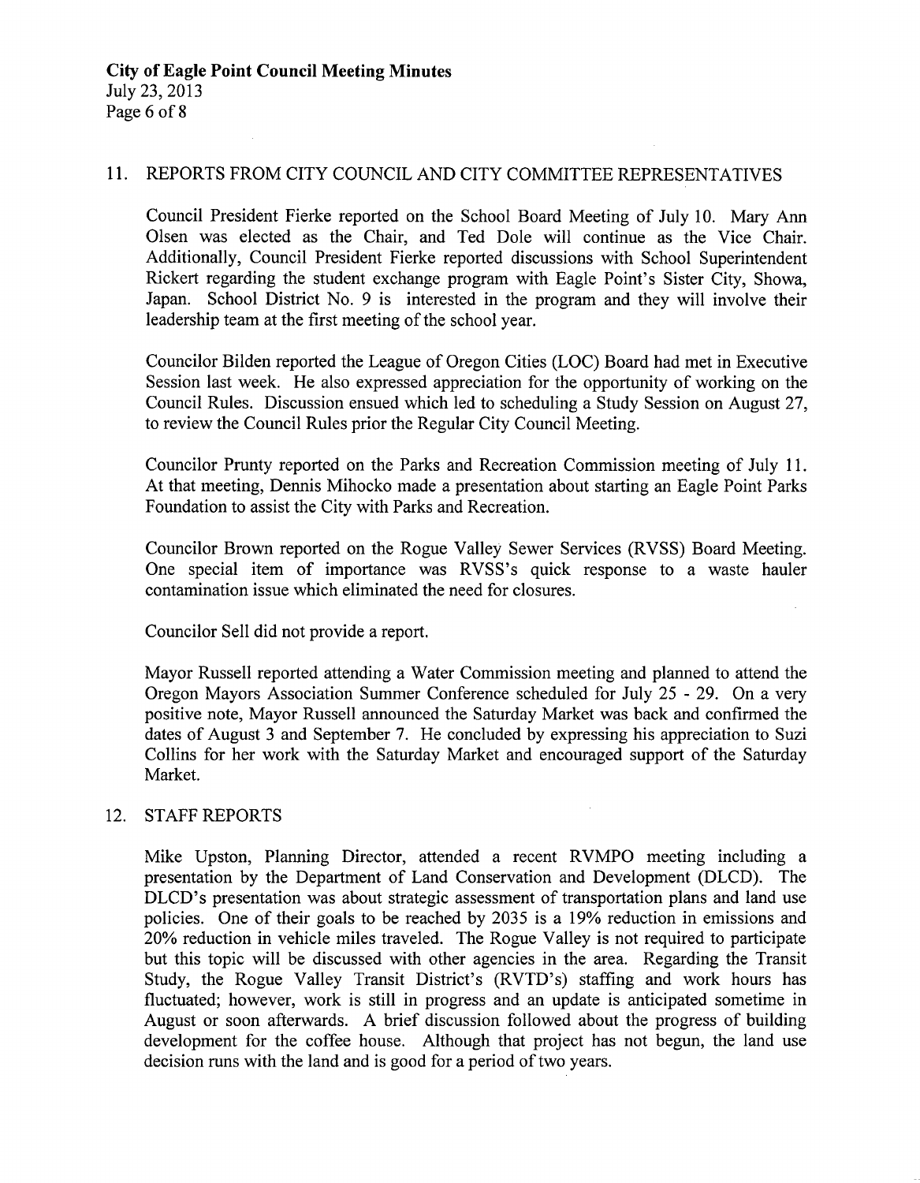## 11. REPORTS FROM CITY COUNCIL AND CITY COMMITTEE REPRESENTATIVES

Council President Fierke reported on the School Board Meeting of July 10. Mary Ann Olsen was elected as the Chair, and Ted Dole will continue as the Vice Chair. Additionally, Council President Fierke reported discussions with School Superintendent Rickert regarding the student exchange program with Eagle Point's Sister City, Showa, Japan. School District No. 9 is interested in the program and they will involve their leadership team at the first meeting of the school year.

Councilor Bilden reported the League of Oregon Cities (LOC) Board had met in Executive Session last week. He also expressed appreciation for the opportunity of working on the Council Rules. Discussion ensued which led to scheduling a Study Session on August 27, to review the Council Rules prior the Regular City Council Meeting.

Councilor Prunty reported on the Parks and Recreation Commission meeting of July 11. At that meeting, Dennis Mihocko made a presentation about starting an Eagle Point Parks Foundation to assist the City with Parks and Recreation.

Councilor Brown reported on the Rogue Valley Sewer Services (RVSS) Board Meeting. One special item of importance was RVSS's quick response to a waste hauler contamination issue which eliminated the need for closures.

Councilor Sell did not provide a report.

Mayor Russell reported attending a Water Commission meeting and planned to attend the Oregon Mayors Association Summer Conference scheduled for July 25 - 29. On a very positive note, Mayor Russell announced the Saturday Market was back and confirmed the dates of August 3 and September 7. He concluded by expressing his appreciation to Suzi Collins for her work with the Saturday Market and encouraged support of the Saturday Market.

## 12. STAFF REPORTS

Mike Upston, Planning Director, attended a recent RVMPO meeting including a presentation by the Department of Land Conservation and Development (DLCD). The DLCD's presentation was about strategic assessment of transportation plans and land use policies. One of their goals to be reached by 2035 is a 19% reduction in emissions and 20% reduction in vehicle miles traveled. The Rogue Valley is not required to participate but this topic will be discussed with other agencies in the area. Regarding the Transit Study, the Rogue Valley Transit District's (RVTD's) staffing and work hours has fluctuated; however, work is still in progress and an update is anticipated sometime in August or soon afterwards. A brief discussion followed about the progress of building development for the coffee house. Although that project has not begun, the land use decision runs with the land and is good for a period of two years.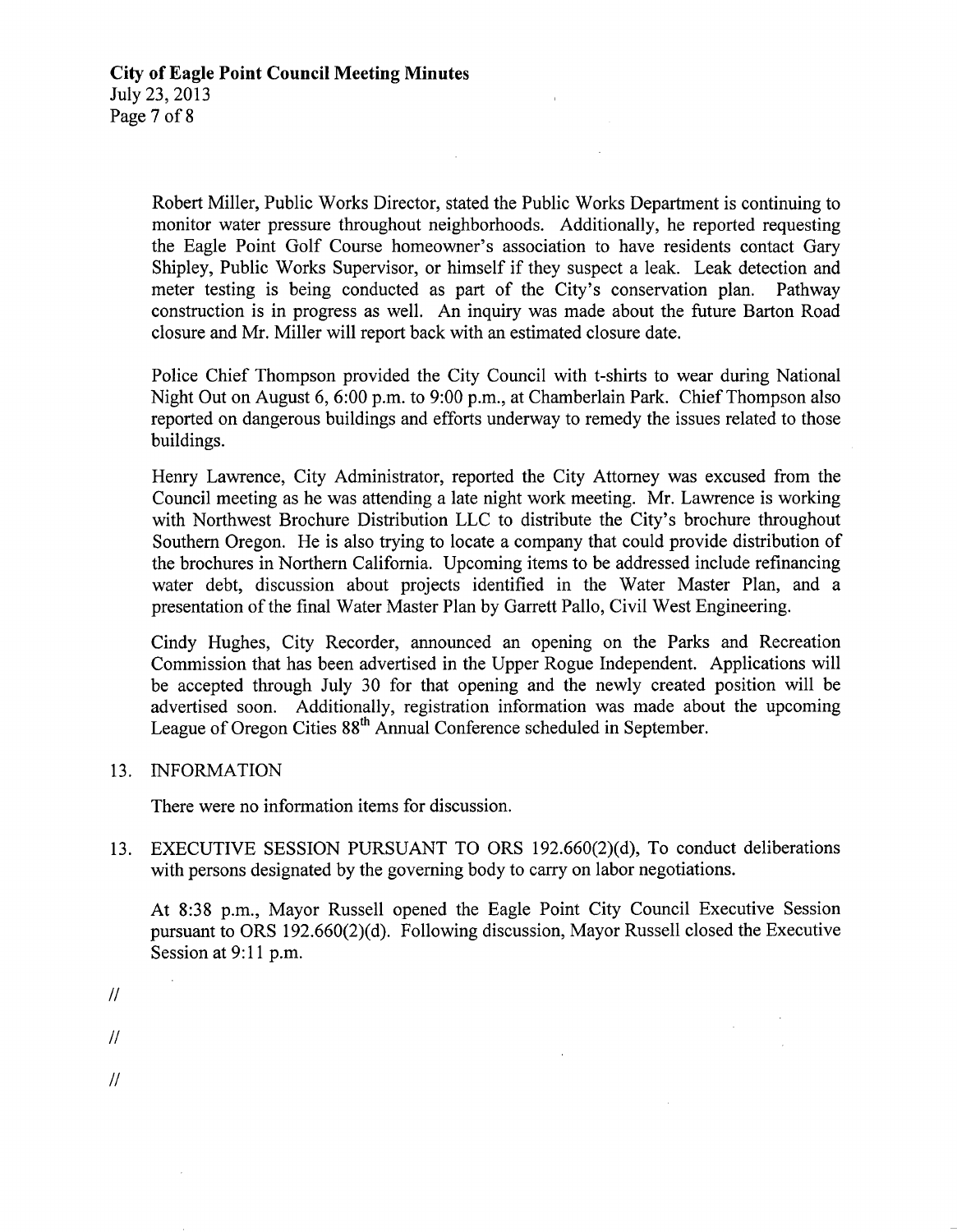Robert Miller, Public Works Director, stated the Public Works Department is continuing to monitor water pressure throughout neighborhoods. Additionally, he reported requesting the Eagle Point Golf Course homeowner's association to have residents contact Gary Shipley, Public Works Supervisor, or himself if they suspect a leak. Leak detection and meter testing is being conducted as part of the City's conservation plan. Pathway construction is in progress as well. An inquiry was made about the future Barton Road closure and Mr. Miller will report back with an estimated closure date.

Police Chief Thompson provided the City Council with t-shirts to wear during National Night Out on August 6, 6:00 p.m. to 9:00 p.m., at Chamberlain Park. Chief Thompson also reported on dangerous buildings and efforts underway to remedy the issues related to those buildings.

Henry Lawrence, City Administrator, reported the City Attorney was excused from the Council meeting as he was attending a late night work meeting. Mr. Lawrence is working with Northwest Brochure Distribution LLC to distribute the City's brochure throughout Southern Oregon. He is also trying to locate a company that could provide distribution of the brochures in Northern California. Upcoming items to be addressed include refinancing water debt, discussion about projects identified in the Water Master Plan, and a presentation of the final Water Master Plan by Garrett Pallo, Civil West Engineering.

Cindy Hughes, City Recorder, announced an opening on the Parks and Recreation Commission that has been advertised in the Upper Rogue Independent. Applications will be accepted through July 30 for that opening and the newly created position will be advertised soon. Additionally, registration information was made about the upcoming League of Oregon Cities 88th Annual Conference scheduled in September.

13. INFORMATION

There were no information items for discussion.

13. EXECUTIVE SESSION PURSUANT TO ORS 192.660(2)(d), To conduct deliberations with persons designated by the governing body to carry on labor negotiations.

At 8:38 p.m., Mayor Russell opened the Eagle Point City Council Executive Session pursuant to ORS 192.660(2)(d). Following discussion, Mayor Russell closed the Executive Session at 9:11 p.m.

//

//

//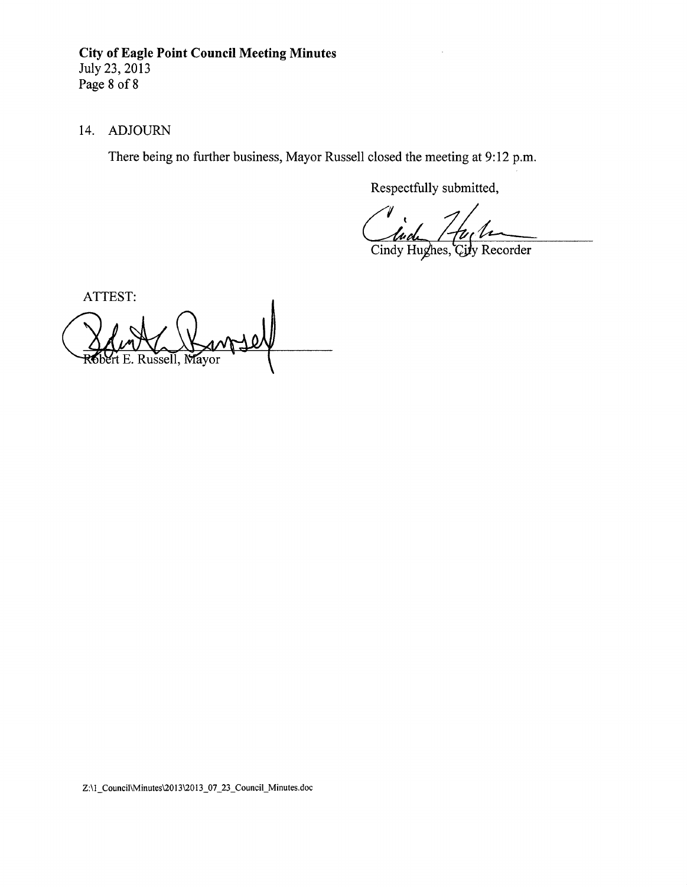14. ADJOURN

There being no further business, Mayor Russell closed the meeting at 9:12 p.m.

Respectfully submitted,

Cindy Hughes, City Recorder

ATTEST:

Robert E. Russell, Mayor

Z:\1_Council\Minutes\2013\2013_07_23_Council_Minutes.doc